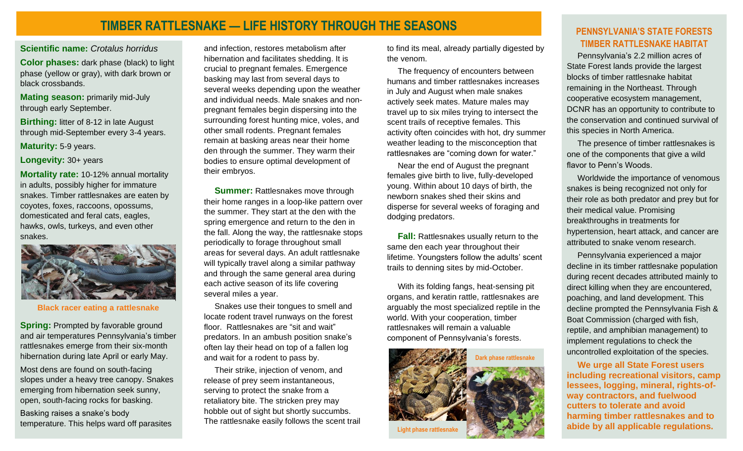# TIMBER RATTLESNAKE — LIFE HISTORY THROUGH THE SEASONS

**Scientific name:** *Crotalus horridus*

**Color phases:** dark phase (black) to light phase (yellow or gray), with dark brown or black crossbands.

**Mating season:** primarily mid-July through early September.

**Birthing:** litter of 8-12 in late August through mid-September every 3-4 years.

**Maturity:** 5-9 years.

**Longevity:** 30+ years

**Mortality rate:** 10-12% annual mortality in adults, possibly higher for immature snakes. Timber rattlesnakes are eaten by coyotes, foxes, raccoons, opossums, domesticated and feral cats, eagles, hawks, owls, turkeys, and even other snakes.

Black racer eating a rattlesnake

**Spring:** Prompted by favorable ground and air temperatures Pennsylvania's timber rattlesnakes emerge from their six-month hibernation during late April or early May.

Most dens are found on south-facing slopes under a heavy tree canopy. Snakes emerging from hibernation seek sunny, open, south-facing rocks for basking.

Basking raises a snake's body temperature. This helps ward off parasites and infection, restores metabolism after hibernation and facilitates shedding. It is crucial to pregnant females. Emergence basking may last from several days to several weeks depending upon the weather and individual needs. Male snakes and non-pregnant females begin dispersing into the surrounding forest hunting mice, voles, and other small rodents. Pregnant females remain at basking areas near their home den through the summer. They warm their bodies to ensure optimal development of their embryos.

**Summer:** Rattlesnakes move through their home ranges in a loop-like pattern over the summer. They start at the den with the spring emergence and return to the den in the fall. Along the way, the rattlesnake stops periodically to forage throughout small areas for several days. An adult rattlesnake will typically travel along a similar pathway and through the same general area during each active season of its life covering several miles a year.

Snakes use their tongues to smell and locate rodent travel runways on the forest floor. Rattlesnakes are "sit and wait" predators. In an ambush position snake's often lay their head on top of a fallen log and wait for a rodent to pass by.

Their strike, injection of venom, and release of prey seem instantaneous, serving to protect the snake from a retaliatory bite. The stricken prey may hobble out of sight but shortly succumbs. The rattlesnake easily follows the scent trail to find its meal, already partially digested by the venom.

The frequency of encounters between humans and timber rattlesnakes increases in July and August when male snakes actively seek mates. Mature males may travel up to six miles trying to intersect the scent trails of receptive females. This activity often coincides with hot, dry summer weather leading to the misconception that rattlesnakes are "coming down for water."

Near the end of August the pregnant females give birth to live, fully-developed young. Within about 10 days of birth, the newborn snakes shed their skins and disperse for several weeks of foraging and dodging predators.

**Fall:** Rattlesnakes usually return to the same den each year throughout their lifetime. Youngsters follow the adults' scent trails to denning sites by mid-October.

With its folding fangs, heat-sensing pit organs, and keratin rattle, rattlesnakes are arguably the most specialized reptile in the world. With your cooperation, timber rattlesnakes will remain a valuable component of Pennsylvania's forests.

Dark phase rattlesnake

Light phase rattlesnake

## PENNSYLVANIA'S STATE FORESTS TIMBER RATTLESNAKE HABITAT

Pennsylvania's 2.2 million acres of State Forest lands provide the largest blocks of timber rattlesnake habitat remaining in the Northeast. Through cooperative ecosystem management, DCNR has an opportunity to contribute to the conservation and continued survival of this species in North America.

The presence of timber rattlesnakes is one of the components that give a wild flavor to Penn's Woods.

Worldwide the importance of venomous snakes is being recognized not only for their role as both predator and prey but for their medical value. Promising breakthroughs in treatments for hypertension, heart attack, and cancer are attributed to snake venom research.

Pennsylvania experienced a major decline in its timber rattlesnake population during recent decades attributed mainly to direct killing when they are encountered, poaching, and land development. This decline prompted the Pennsylvania Fish & Boat Commission (charged with fish, reptile, and amphibian management) to implement regulations to check the uncontrolled exploitation of the species.

**We urge all State Forest users including recreational visitors, camp lessees, logging, mineral, rights-of-way contractors, and fuelwood cutters to tolerate and avoid harming timber rattlesnakes and to abide by all applicable regulations.**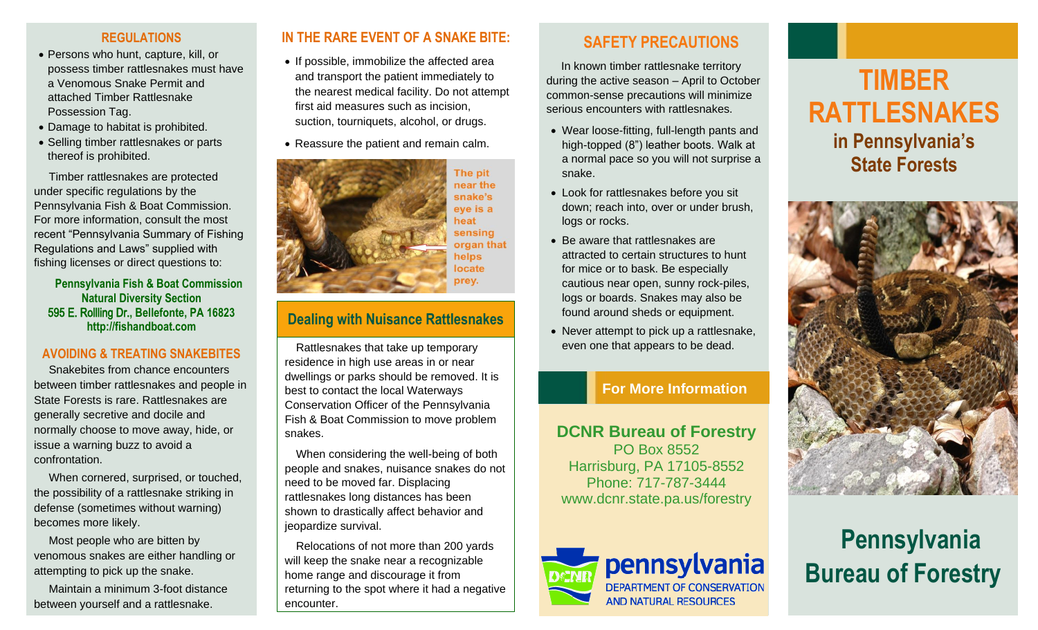## REGULATIONS

- Persons who hunt, capture, kill, or possess timber rattlesnakes must have a Venomous Snake Permit and attached Timber Rattlesnake Possession Tag.
- Damage to habitat is prohibited.
- Selling timber rattlesnakes or parts thereof is prohibited.

Timber rattlesnakes are protected under specific regulations by the Pennsylvania Fish & Boat Commission. For more information, consult the most recent "Pennsylvania Summary of Fishing Regulations and Laws" supplied with fishing licenses or direct questions to:

**Pennsylvania Fish & Boat Commission**
**Natural Diversity Section**
**595 E. Rollling Dr., Bellefonte, PA 16823**
**http://fishandboat.com**

## AVOIDING & TREATING SNAKEBITES

Snakebites from chance encounters between timber rattlesnakes and people in State Forests is rare. Rattlesnakes are generally secretive and docile and normally choose to move away, hide, or issue a warning buzz to avoid a confrontation.

When cornered, surprised, or touched, the possibility of a rattlesnake striking in defense (sometimes without warning) becomes more likely.

Most people who are bitten by venomous snakes are either handling or attempting to pick up the snake.

Maintain a minimum 3-foot distance between yourself and a rattlesnake.

## IN THE RARE EVENT OF A SNAKE BITE:

- If possible, immobilize the affected area and transport the patient immediately to the nearest medical facility. Do not attempt first aid measures such as incision, suction, tourniquets, alcohol, or drugs.
- Reassure the patient and remain calm.

The pit near the snake's eye is a heat sensing organ that helps locate prey.

## Dealing with Nuisance Rattlesnakes

Rattlesnakes that take up temporary residence in high use areas in or near dwellings or parks should be removed. It is best to contact the local Waterways Conservation Officer of the Pennsylvania Fish & Boat Commission to move problem snakes.

When considering the well-being of both people and snakes, nuisance snakes do not need to be moved far. Displacing rattlesnakes long distances has been shown to drastically affect behavior and jeopardize survival.

Relocations of not more than 200 yards will keep the snake near a recognizable home range and discourage it from returning to the spot where it had a negative encounter.

## SAFETY PRECAUTIONS

In known timber rattlesnake territory during the active season – April to October common-sense precautions will minimize serious encounters with rattlesnakes.

- Wear loose-fitting, full-length pants and high-topped (8") leather boots. Walk at a normal pace so you will not surprise a snake.
- Look for rattlesnakes before you sit down; reach into, over or under brush, logs or rocks.
- Be aware that rattlesnakes are attracted to certain structures to hunt for mice or to bask. Be especially cautious near open, sunny rock-piles, logs or boards. Snakes may also be found around sheds or equipment.
- Never attempt to pick up a rattlesnake, even one that appears to be dead.

## For More Information

**DCNR Bureau of Forestry**
PO Box 8552
Harrisburg, PA 17105-8552
Phone: 717-787-3444
www.dcnr.state.pa.us/forestry

pennsylvania
DEPARTMENT OF CONSERVATION AND NATURAL RESOURCES

# TIMBER RATTLESNAKES
## in Pennsylvania's State Forests

## Pennsylvania Bureau of Forestry